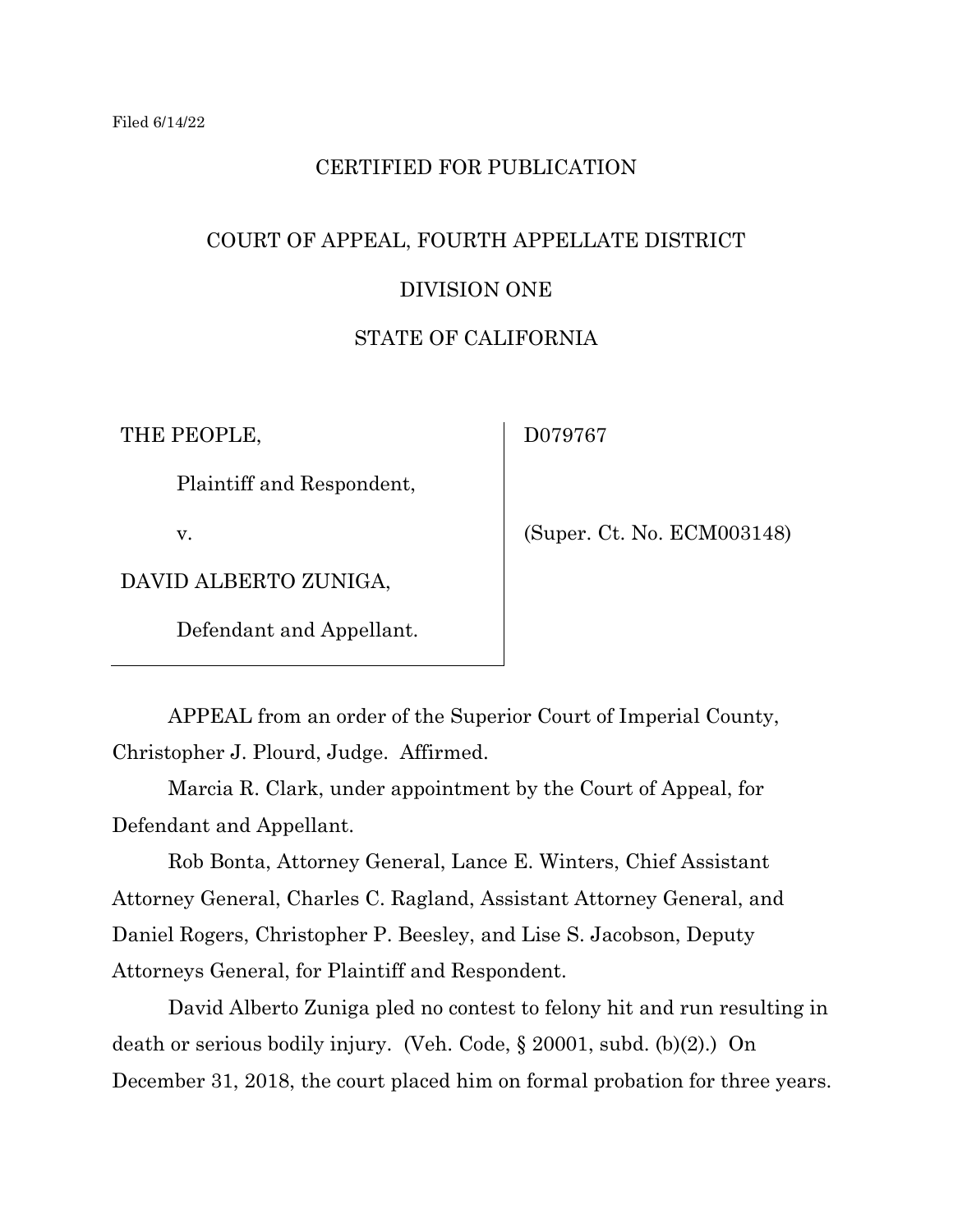Filed 6/14/22

CERTIFIED FOR PUBLICATION

COURT OF APPEAL, FOURTH APPELLATE DISTRICT

DIVISION ONE

STATE OF CALIFORNIA

| | |
|---|---|
| THE PEOPLE,<br><br>Plaintiff and Respondent,<br><br>v.<br><br>DAVID ALBERTO ZUNIGA,<br><br>Defendant and Appellant. | D079767<br><br><br><br>(Super. Ct. No. ECM003148) |

APPEAL from an order of the Superior Court of Imperial County, Christopher J. Plourd, Judge. Affirmed.

Marcia R. Clark, under appointment by the Court of Appeal, for Defendant and Appellant.

Rob Bonta, Attorney General, Lance E. Winters, Chief Assistant Attorney General, Charles C. Ragland, Assistant Attorney General, and Daniel Rogers, Christopher P. Beesley, and Lise S. Jacobson, Deputy Attorneys General, for Plaintiff and Respondent.

David Alberto Zuniga pled no contest to felony hit and run resulting in death or serious bodily injury. (Veh. Code, § 20001, subd. (b)(2).) On December 31, 2018, the court placed him on formal probation for three years.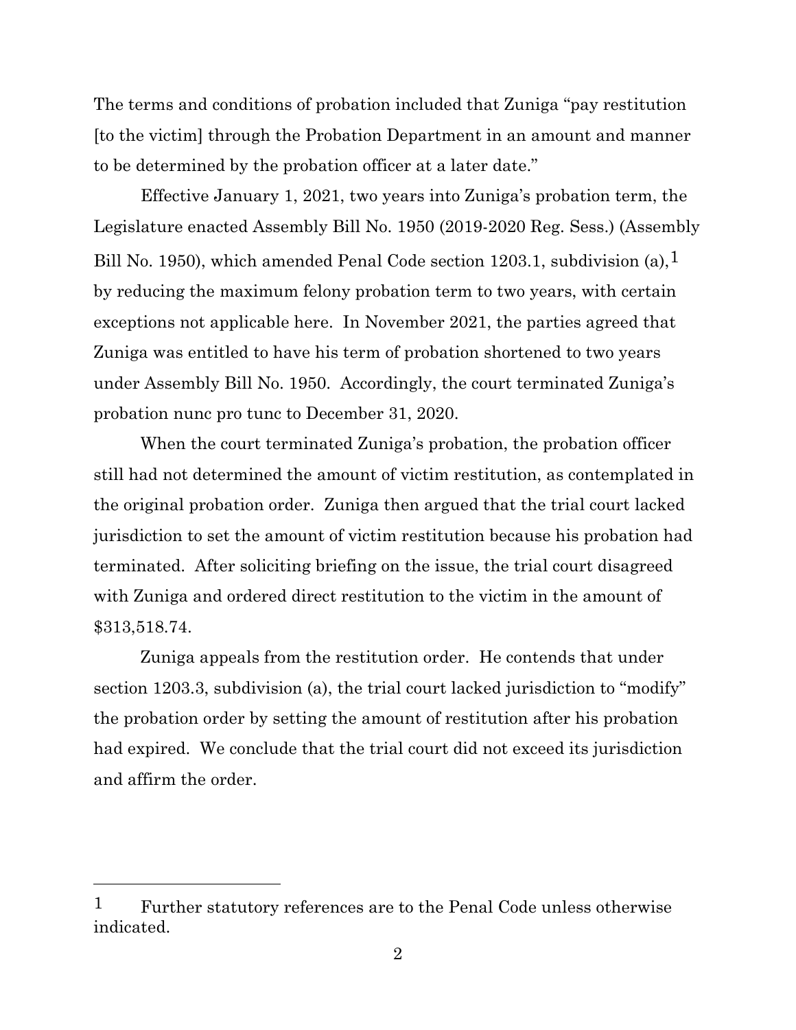The terms and conditions of probation included that Zuniga "pay restitution [to the victim] through the Probation Department in an amount and manner to be determined by the probation officer at a later date."

Effective January 1, 2021, two years into Zuniga's probation term, the Legislature enacted Assembly Bill No. 1950 (2019-2020 Reg. Sess.) (Assembly Bill No. 1950), which amended Penal Code section 1203.1, subdivision (a),[1] by reducing the maximum felony probation term to two years, with certain exceptions not applicable here. In November 2021, the parties agreed that Zuniga was entitled to have his term of probation shortened to two years under Assembly Bill No. 1950. Accordingly, the court terminated Zuniga's probation nunc pro tunc to December 31, 2020.

When the court terminated Zuniga's probation, the probation officer still had not determined the amount of victim restitution, as contemplated in the original probation order. Zuniga then argued that the trial court lacked jurisdiction to set the amount of victim restitution because his probation had terminated. After soliciting briefing on the issue, the trial court disagreed with Zuniga and ordered direct restitution to the victim in the amount of $313,518.74.

Zuniga appeals from the restitution order. He contends that under section 1203.3, subdivision (a), the trial court lacked jurisdiction to "modify" the probation order by setting the amount of restitution after his probation had expired. We conclude that the trial court did not exceed its jurisdiction and affirm the order.

---

[1] Further statutory references are to the Penal Code unless otherwise indicated.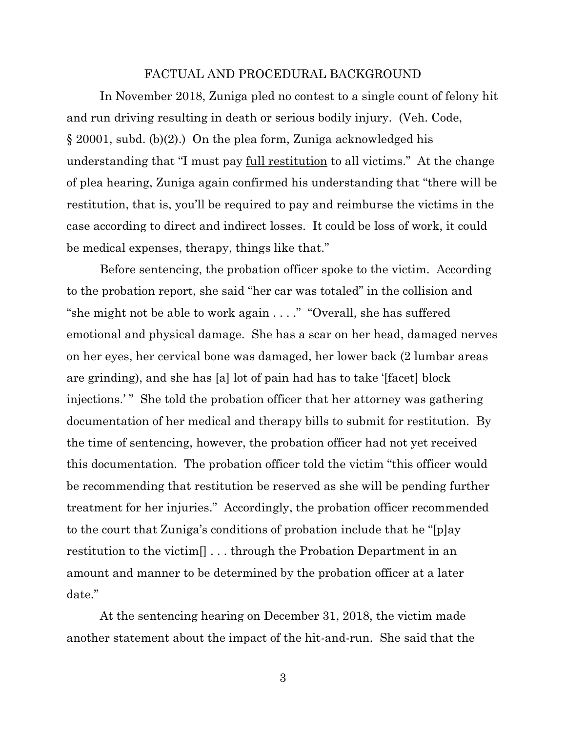## FACTUAL AND PROCEDURAL BACKGROUND

In November 2018, Zuniga pled no contest to a single count of felony hit and run driving resulting in death or serious bodily injury. (Veh. Code, § 20001, subd. (b)(2).) On the plea form, Zuniga acknowledged his understanding that "I must pay full restitution to all victims." At the change of plea hearing, Zuniga again confirmed his understanding that "there will be restitution, that is, you'll be required to pay and reimburse the victims in the case according to direct and indirect losses. It could be loss of work, it could be medical expenses, therapy, things like that."

Before sentencing, the probation officer spoke to the victim. According to the probation report, she said "her car was totaled" in the collision and "she might not be able to work again . . . ." "Overall, she has suffered emotional and physical damage. She has a scar on her head, damaged nerves on her eyes, her cervical bone was damaged, her lower back (2 lumbar areas are grinding), and she has [a] lot of pain had has to take '[facet] block injections.' " She told the probation officer that her attorney was gathering documentation of her medical and therapy bills to submit for restitution. By the time of sentencing, however, the probation officer had not yet received this documentation. The probation officer told the victim "this officer would be recommending that restitution be reserved as she will be pending further treatment for her injuries." Accordingly, the probation officer recommended to the court that Zuniga's conditions of probation include that he "[p]ay restitution to the victim[] . . . through the Probation Department in an amount and manner to be determined by the probation officer at a later date."

At the sentencing hearing on December 31, 2018, the victim made another statement about the impact of the hit-and-run. She said that the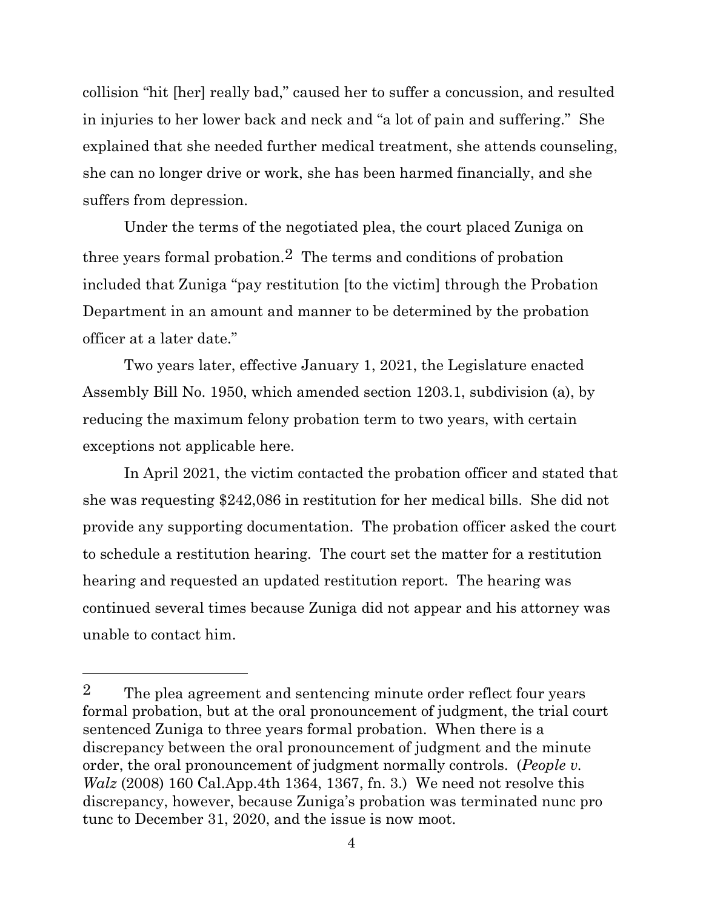collision "hit [her] really bad," caused her to suffer a concussion, and resulted in injuries to her lower back and neck and "a lot of pain and suffering." She explained that she needed further medical treatment, she attends counseling, she can no longer drive or work, she has been harmed financially, and she suffers from depression.

Under the terms of the negotiated plea, the court placed Zuniga on three years formal probation.[2] The terms and conditions of probation included that Zuniga "pay restitution [to the victim] through the Probation Department in an amount and manner to be determined by the probation officer at a later date."

Two years later, effective January 1, 2021, the Legislature enacted Assembly Bill No. 1950, which amended section 1203.1, subdivision (a), by reducing the maximum felony probation term to two years, with certain exceptions not applicable here.

In April 2021, the victim contacted the probation officer and stated that she was requesting $242,086 in restitution for her medical bills. She did not provide any supporting documentation. The probation officer asked the court to schedule a restitution hearing. The court set the matter for a restitution hearing and requested an updated restitution report. The hearing was continued several times because Zuniga did not appear and his attorney was unable to contact him.

---

[2] The plea agreement and sentencing minute order reflect four years formal probation, but at the oral pronouncement of judgment, the trial court sentenced Zuniga to three years formal probation. When there is a discrepancy between the oral pronouncement of judgment and the minute order, the oral pronouncement of judgment normally controls. (*People v. Walz* (2008) 160 Cal.App.4th 1364, 1367, fn. 3.) We need not resolve this discrepancy, however, because Zuniga's probation was terminated nunc pro tunc to December 31, 2020, and the issue is now moot.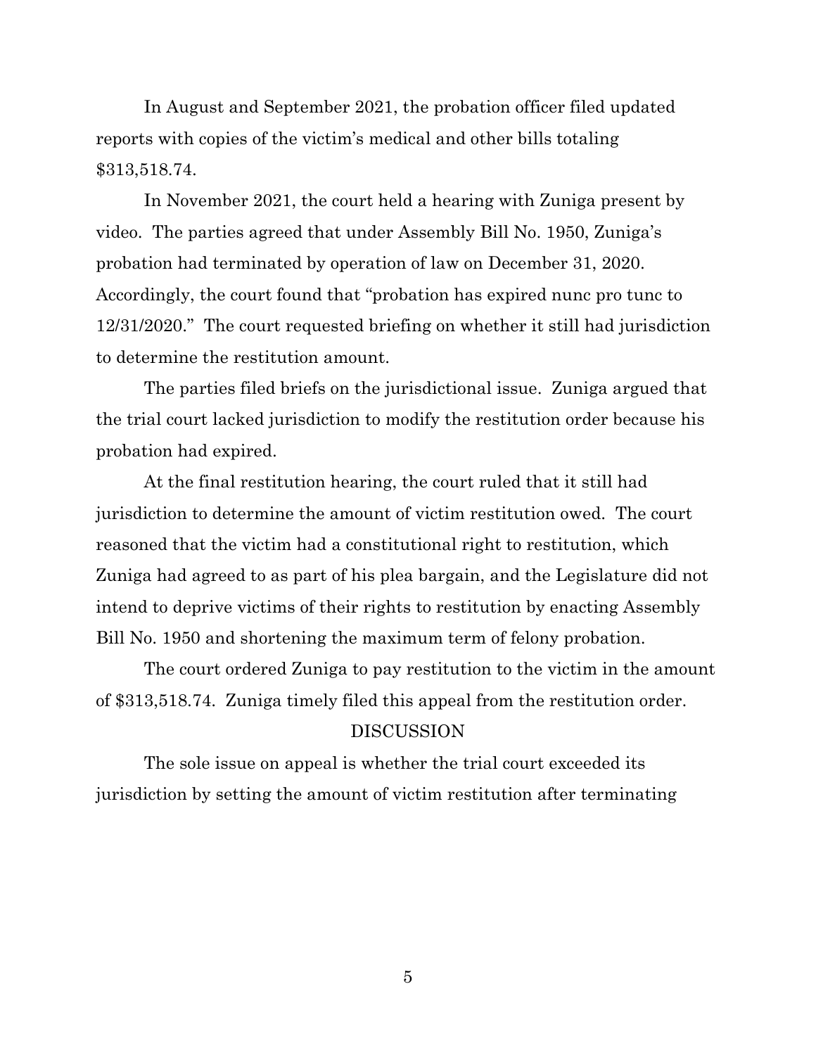In August and September 2021, the probation officer filed updated reports with copies of the victim's medical and other bills totaling $313,518.74.

In November 2021, the court held a hearing with Zuniga present by video. The parties agreed that under Assembly Bill No. 1950, Zuniga's probation had terminated by operation of law on December 31, 2020. Accordingly, the court found that "probation has expired nunc pro tunc to 12/31/2020." The court requested briefing on whether it still had jurisdiction to determine the restitution amount.

The parties filed briefs on the jurisdictional issue. Zuniga argued that the trial court lacked jurisdiction to modify the restitution order because his probation had expired.

At the final restitution hearing, the court ruled that it still had jurisdiction to determine the amount of victim restitution owed. The court reasoned that the victim had a constitutional right to restitution, which Zuniga had agreed to as part of his plea bargain, and the Legislature did not intend to deprive victims of their rights to restitution by enacting Assembly Bill No. 1950 and shortening the maximum term of felony probation.

The court ordered Zuniga to pay restitution to the victim in the amount of $313,518.74. Zuniga timely filed this appeal from the restitution order.

## DISCUSSION

The sole issue on appeal is whether the trial court exceeded its jurisdiction by setting the amount of victim restitution after terminating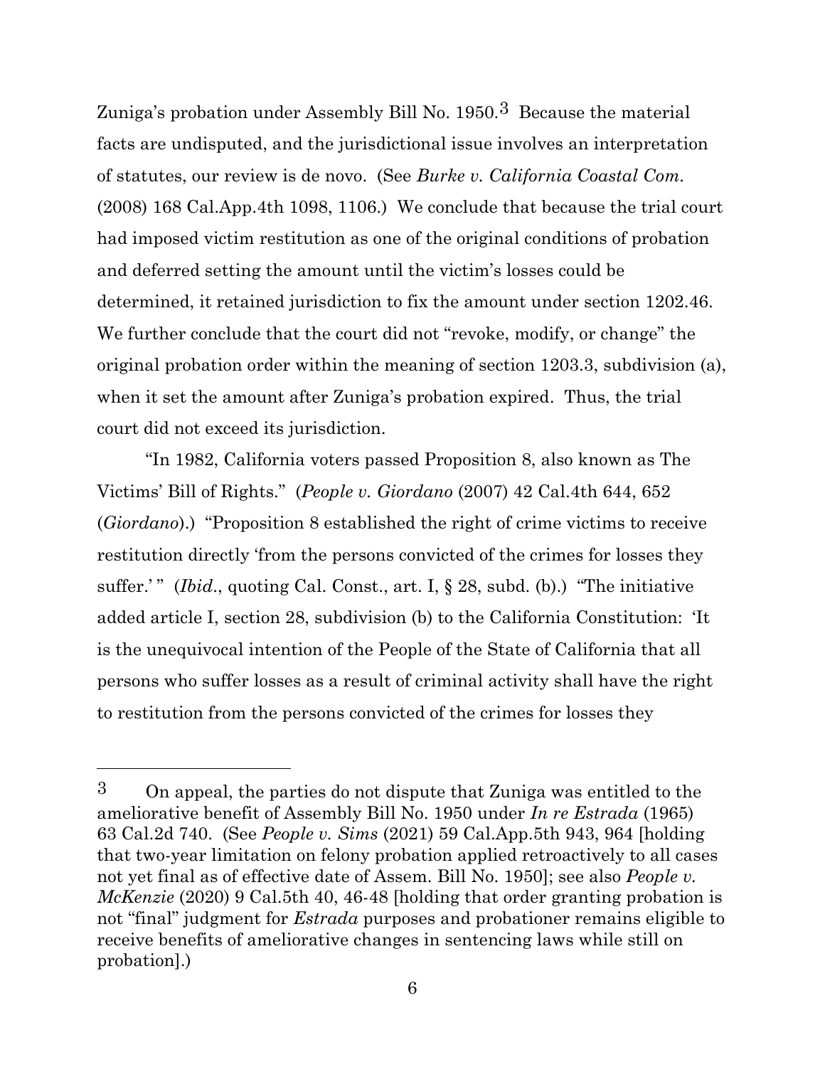Zuniga's probation under Assembly Bill No. 1950.[3] Because the material facts are undisputed, and the jurisdictional issue involves an interpretation of statutes, our review is de novo. (See *Burke v. California Coastal Com.* (2008) 168 Cal.App.4th 1098, 1106.) We conclude that because the trial court had imposed victim restitution as one of the original conditions of probation and deferred setting the amount until the victim's losses could be determined, it retained jurisdiction to fix the amount under section 1202.46. We further conclude that the court did not "revoke, modify, or change" the original probation order within the meaning of section 1203.3, subdivision (a), when it set the amount after Zuniga's probation expired. Thus, the trial court did not exceed its jurisdiction.

"In 1982, California voters passed Proposition 8, also known as The Victims' Bill of Rights." (*People v. Giordano* (2007) 42 Cal.4th 644, 652 (*Giordano*).) "Proposition 8 established the right of crime victims to receive restitution directly 'from the persons convicted of the crimes for losses they suffer.' " (*Ibid.*, quoting Cal. Const., art. I, § 28, subd. (b).) "The initiative added article I, section 28, subdivision (b) to the California Constitution: 'It is the unequivocal intention of the People of the State of California that all persons who suffer losses as a result of criminal activity shall have the right to restitution from the persons convicted of the crimes for losses they

---

[3] On appeal, the parties do not dispute that Zuniga was entitled to the ameliorative benefit of Assembly Bill No. 1950 under *In re Estrada* (1965) 63 Cal.2d 740. (See *People v. Sims* (2021) 59 Cal.App.5th 943, 964 [holding that two-year limitation on felony probation applied retroactively to all cases not yet final as of effective date of Assem. Bill No. 1950]; see also *People v. McKenzie* (2020) 9 Cal.5th 40, 46-48 [holding that order granting probation is not "final" judgment for *Estrada* purposes and probationer remains eligible to receive benefits of ameliorative changes in sentencing laws while still on probation].)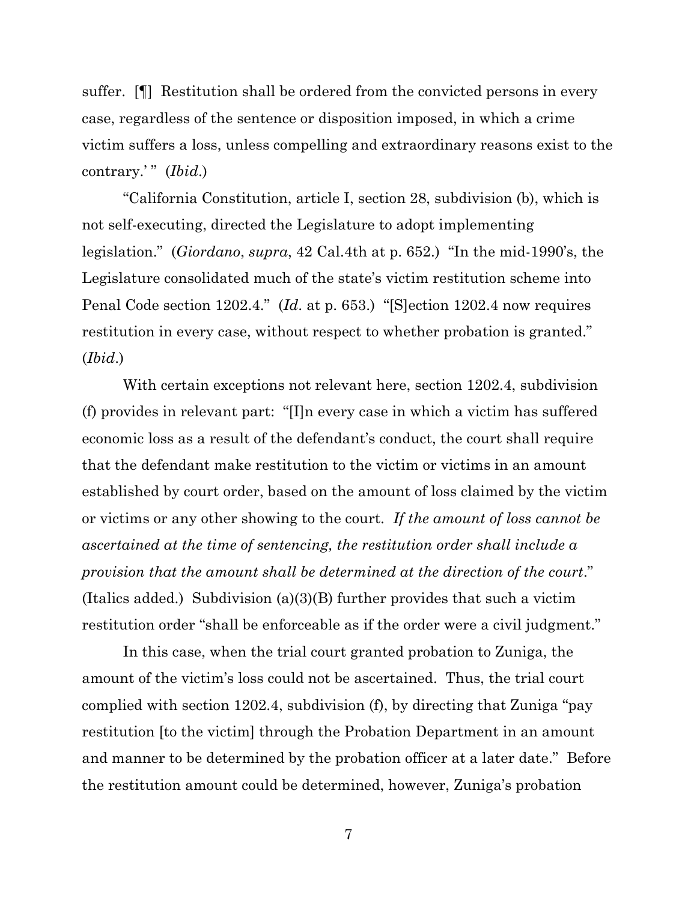suffer. [¶] Restitution shall be ordered from the convicted persons in every case, regardless of the sentence or disposition imposed, in which a crime victim suffers a loss, unless compelling and extraordinary reasons exist to the contrary.' " (*Ibid*.)

"California Constitution, article I, section 28, subdivision (b), which is not self-executing, directed the Legislature to adopt implementing legislation." (*Giordano*, *supra*, 42 Cal.4th at p. 652.) "In the mid-1990's, the Legislature consolidated much of the state's victim restitution scheme into Penal Code section 1202.4." (*Id*. at p. 653.) "[S]ection 1202.4 now requires restitution in every case, without respect to whether probation is granted." (*Ibid*.)

With certain exceptions not relevant here, section 1202.4, subdivision (f) provides in relevant part: "[I]n every case in which a victim has suffered economic loss as a result of the defendant's conduct, the court shall require that the defendant make restitution to the victim or victims in an amount established by court order, based on the amount of loss claimed by the victim or victims or any other showing to the court. *If the amount of loss cannot be ascertained at the time of sentencing, the restitution order shall include a provision that the amount shall be determined at the direction of the court*." (Italics added.) Subdivision (a)(3)(B) further provides that such a victim restitution order "shall be enforceable as if the order were a civil judgment."

In this case, when the trial court granted probation to Zuniga, the amount of the victim's loss could not be ascertained. Thus, the trial court complied with section 1202.4, subdivision (f), by directing that Zuniga "pay restitution [to the victim] through the Probation Department in an amount and manner to be determined by the probation officer at a later date." Before the restitution amount could be determined, however, Zuniga's probation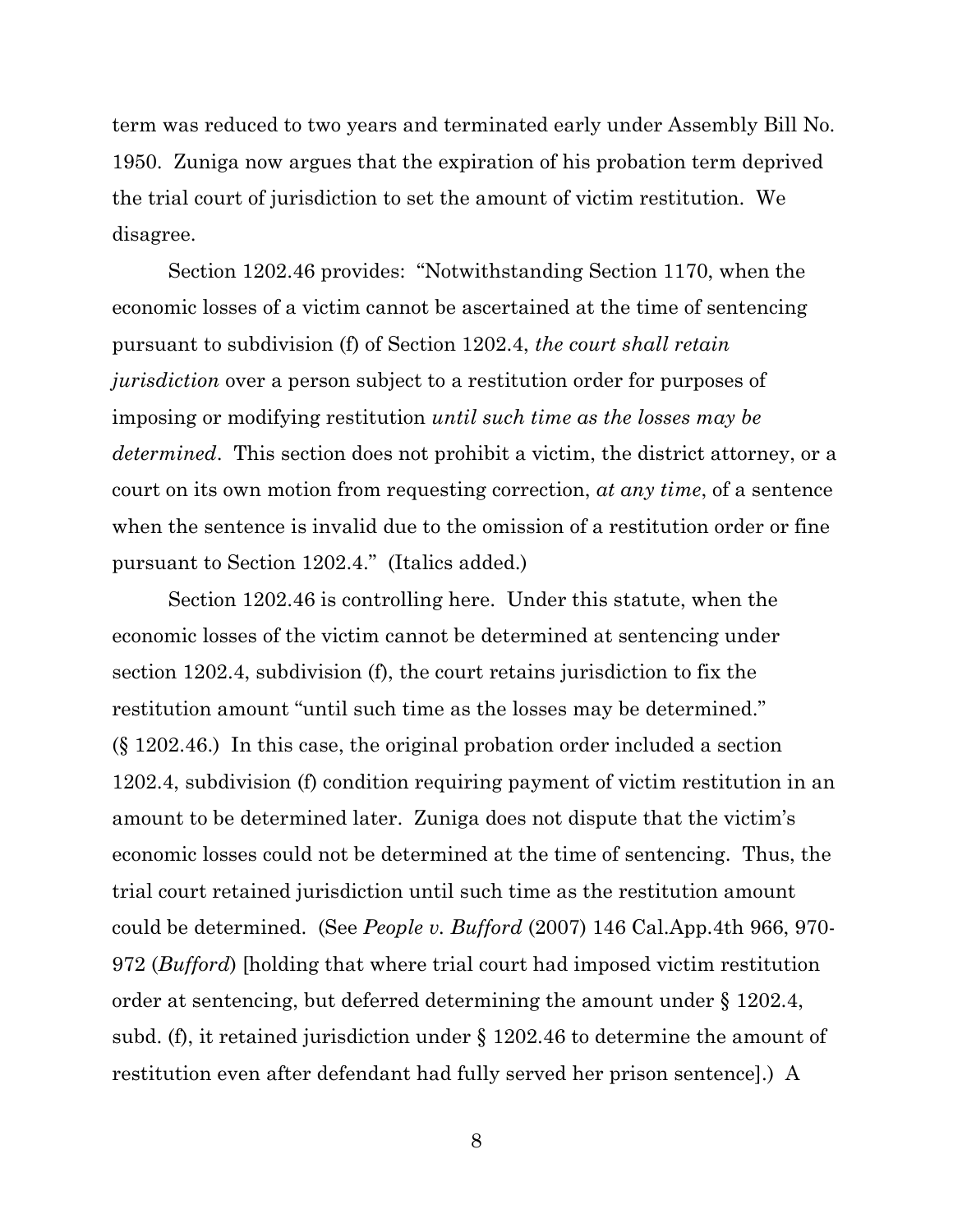term was reduced to two years and terminated early under Assembly Bill No. 1950. Zuniga now argues that the expiration of his probation term deprived the trial court of jurisdiction to set the amount of victim restitution. We disagree.

Section 1202.46 provides: "Notwithstanding Section 1170, when the economic losses of a victim cannot be ascertained at the time of sentencing pursuant to subdivision (f) of Section 1202.4, *the court shall retain jurisdiction* over a person subject to a restitution order for purposes of imposing or modifying restitution *until such time as the losses may be determined*. This section does not prohibit a victim, the district attorney, or a court on its own motion from requesting correction, *at any time*, of a sentence when the sentence is invalid due to the omission of a restitution order or fine pursuant to Section 1202.4." (Italics added.)

Section 1202.46 is controlling here. Under this statute, when the economic losses of the victim cannot be determined at sentencing under section 1202.4, subdivision (f), the court retains jurisdiction to fix the restitution amount "until such time as the losses may be determined." (§ 1202.46.) In this case, the original probation order included a section 1202.4, subdivision (f) condition requiring payment of victim restitution in an amount to be determined later. Zuniga does not dispute that the victim's economic losses could not be determined at the time of sentencing. Thus, the trial court retained jurisdiction until such time as the restitution amount could be determined. (See *People v. Bufford* (2007) 146 Cal.App.4th 966, 970-972 (*Bufford*) [holding that where trial court had imposed victim restitution order at sentencing, but deferred determining the amount under § 1202.4, subd. (f), it retained jurisdiction under § 1202.46 to determine the amount of restitution even after defendant had fully served her prison sentence].) A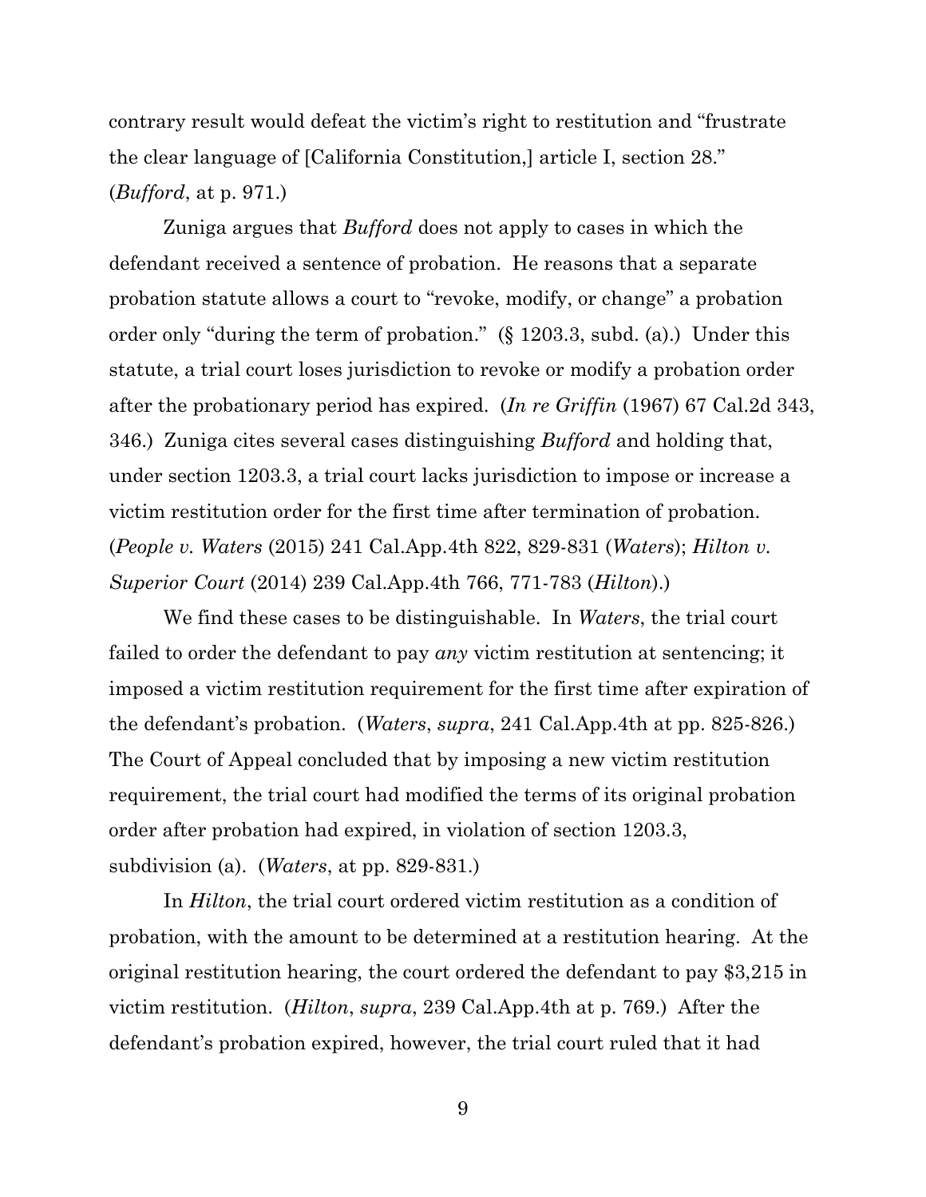contrary result would defeat the victim's right to restitution and "frustrate the clear language of [California Constitution,] article I, section 28." (*Bufford*, at p. 971.)

Zuniga argues that *Bufford* does not apply to cases in which the defendant received a sentence of probation. He reasons that a separate probation statute allows a court to "revoke, modify, or change" a probation order only "during the term of probation." (§ 1203.3, subd. (a).) Under this statute, a trial court loses jurisdiction to revoke or modify a probation order after the probationary period has expired. (*In re Griffin* (1967) 67 Cal.2d 343, 346.) Zuniga cites several cases distinguishing *Bufford* and holding that, under section 1203.3, a trial court lacks jurisdiction to impose or increase a victim restitution order for the first time after termination of probation. (*People v. Waters* (2015) 241 Cal.App.4th 822, 829-831 (*Waters*); *Hilton v. Superior Court* (2014) 239 Cal.App.4th 766, 771-783 (*Hilton*).)

We find these cases to be distinguishable. In *Waters*, the trial court failed to order the defendant to pay *any* victim restitution at sentencing; it imposed a victim restitution requirement for the first time after expiration of the defendant's probation. (*Waters*, *supra*, 241 Cal.App.4th at pp. 825-826.) The Court of Appeal concluded that by imposing a new victim restitution requirement, the trial court had modified the terms of its original probation order after probation had expired, in violation of section 1203.3, subdivision (a). (*Waters*, at pp. 829-831.)

In *Hilton*, the trial court ordered victim restitution as a condition of probation, with the amount to be determined at a restitution hearing. At the original restitution hearing, the court ordered the defendant to pay $3,215 in victim restitution. (*Hilton*, *supra*, 239 Cal.App.4th at p. 769.) After the defendant's probation expired, however, the trial court ruled that it had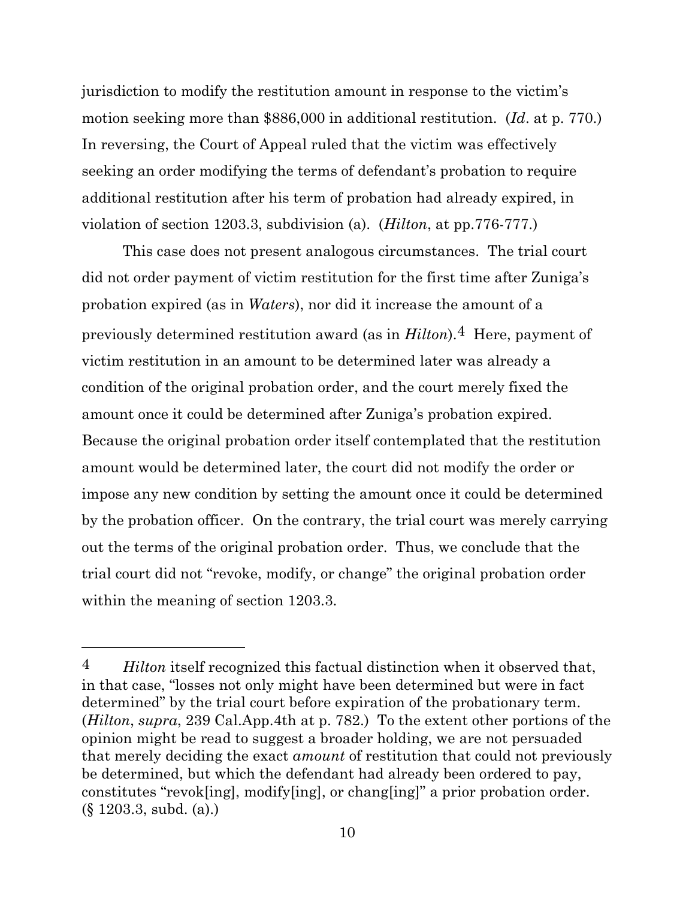jurisdiction to modify the restitution amount in response to the victim's motion seeking more than $886,000 in additional restitution. (*Id*. at p. 770.) In reversing, the Court of Appeal ruled that the victim was effectively seeking an order modifying the terms of defendant's probation to require additional restitution after his term of probation had already expired, in violation of section 1203.3, subdivision (a). (*Hilton*, at pp.776-777.)

This case does not present analogous circumstances. The trial court did not order payment of victim restitution for the first time after Zuniga's probation expired (as in *Waters*), nor did it increase the amount of a previously determined restitution award (as in *Hilton*).[4] Here, payment of victim restitution in an amount to be determined later was already a condition of the original probation order, and the court merely fixed the amount once it could be determined after Zuniga's probation expired. Because the original probation order itself contemplated that the restitution amount would be determined later, the court did not modify the order or impose any new condition by setting the amount once it could be determined by the probation officer. On the contrary, the trial court was merely carrying out the terms of the original probation order. Thus, we conclude that the trial court did not "revoke, modify, or change" the original probation order within the meaning of section 1203.3.

---

[4] *Hilton* itself recognized this factual distinction when it observed that, in that case, "losses not only might have been determined but were in fact determined" by the trial court before expiration of the probationary term. (*Hilton*, *supra*, 239 Cal.App.4th at p. 782.) To the extent other portions of the opinion might be read to suggest a broader holding, we are not persuaded that merely deciding the exact *amount* of restitution that could not previously be determined, but which the defendant had already been ordered to pay, constitutes "revok[ing], modify[ing], or chang[ing]" a prior probation order. (§ 1203.3, subd. (a).)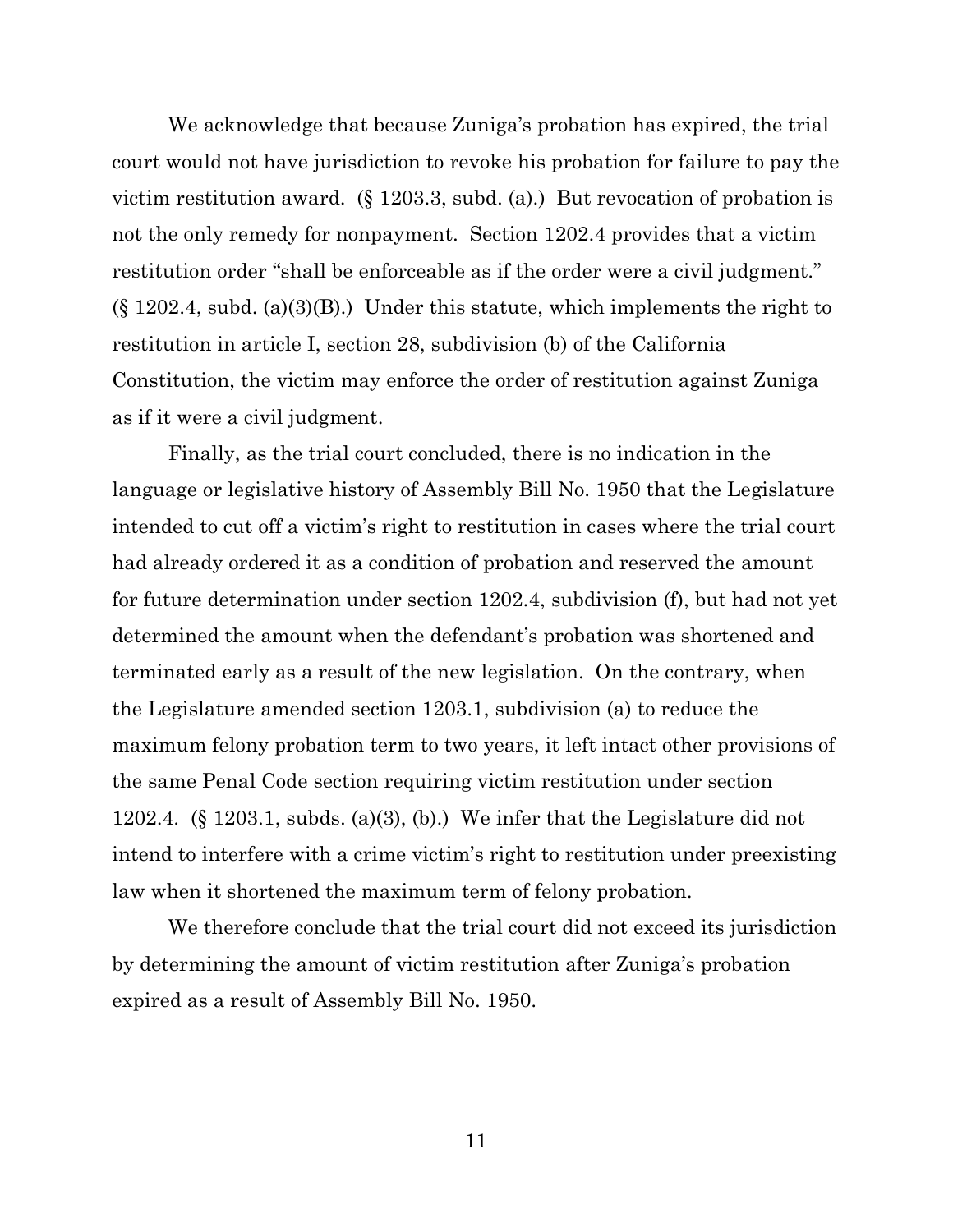We acknowledge that because Zuniga's probation has expired, the trial court would not have jurisdiction to revoke his probation for failure to pay the victim restitution award. (§ 1203.3, subd. (a).) But revocation of probation is not the only remedy for nonpayment. Section 1202.4 provides that a victim restitution order "shall be enforceable as if the order were a civil judgment." (§ 1202.4, subd. (a)(3)(B).) Under this statute, which implements the right to restitution in article I, section 28, subdivision (b) of the California Constitution, the victim may enforce the order of restitution against Zuniga as if it were a civil judgment.

Finally, as the trial court concluded, there is no indication in the language or legislative history of Assembly Bill No. 1950 that the Legislature intended to cut off a victim's right to restitution in cases where the trial court had already ordered it as a condition of probation and reserved the amount for future determination under section 1202.4, subdivision (f), but had not yet determined the amount when the defendant's probation was shortened and terminated early as a result of the new legislation. On the contrary, when the Legislature amended section 1203.1, subdivision (a) to reduce the maximum felony probation term to two years, it left intact other provisions of the same Penal Code section requiring victim restitution under section 1202.4. (§ 1203.1, subds. (a)(3), (b).) We infer that the Legislature did not intend to interfere with a crime victim's right to restitution under preexisting law when it shortened the maximum term of felony probation.

We therefore conclude that the trial court did not exceed its jurisdiction by determining the amount of victim restitution after Zuniga's probation expired as a result of Assembly Bill No. 1950.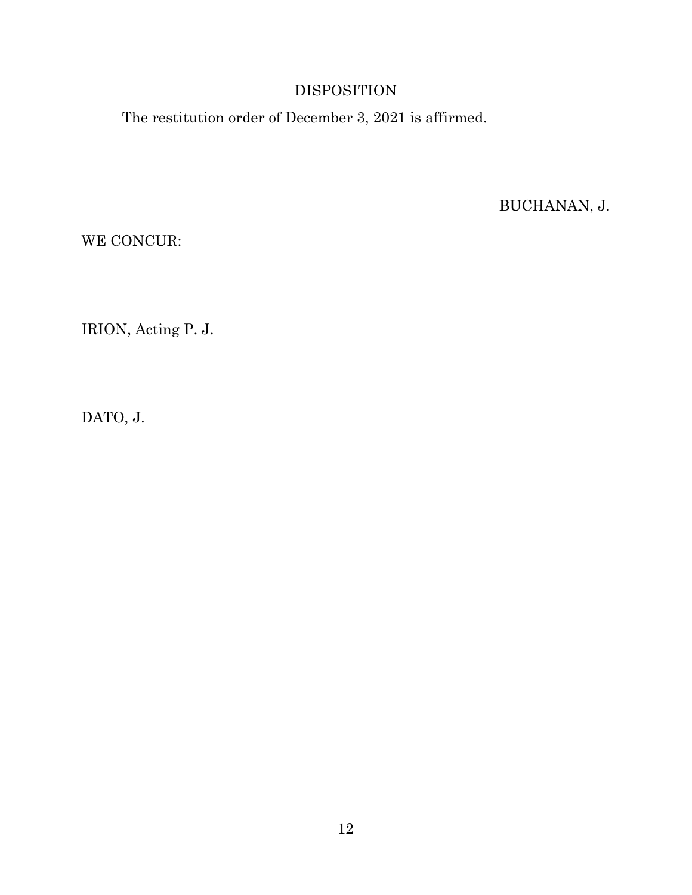## DISPOSITION

The restitution order of December 3, 2021 is affirmed.

BUCHANAN, J.

WE CONCUR:

IRION, Acting P. J.

DATO, J.